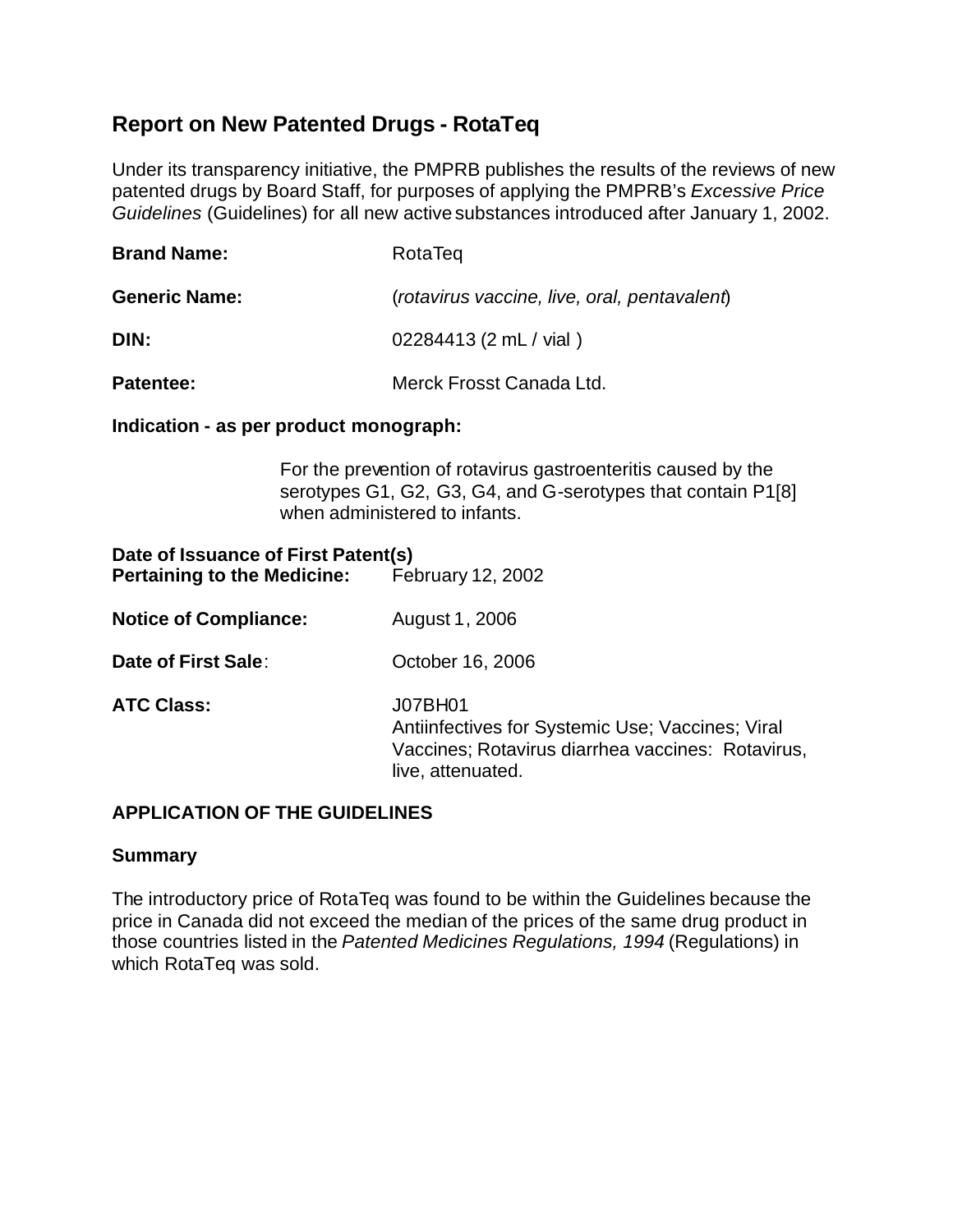# Report on New Patented Drugs - RotaTeq

Under its transparency initiative, the PMPRB publishes the results of the reviews of new patented drugs by Board Staff, for purposes of applying the PMPRB's *Excessive Price Guidelines* (Guidelines) for all new active substances introduced after January 1, 2002.

**Brand Name:** RotaTeq

**Generic Name:** (*rotavirus vaccine, live, oral, pentavalent*)

**DIN:** 02284413 (2 mL / vial )

**Patentee:** Merck Frosst Canada Ltd.

**Indication - as per product monograph:**

For the prevention of rotavirus gastroenteritis caused by the serotypes G1, G2, G3, G4, and G-serotypes that contain P1[8] when administered to infants.

**Date of Issuance of First Patent(s) Pertaining to the Medicine:** February 12, 2002

**Notice of Compliance:** August 1, 2006

**Date of First Sale:** October 16, 2006

**ATC Class:** J07BH01
Antiinfectives for Systemic Use; Vaccines; Viral Vaccines; Rotavirus diarrhea vaccines: Rotavirus, live, attenuated.

## APPLICATION OF THE GUIDELINES

### Summary

The introductory price of RotaTeq was found to be within the Guidelines because the price in Canada did not exceed the median of the prices of the same drug product in those countries listed in the *Patented Medicines Regulations, 1994* (Regulations) in which RotaTeq was sold.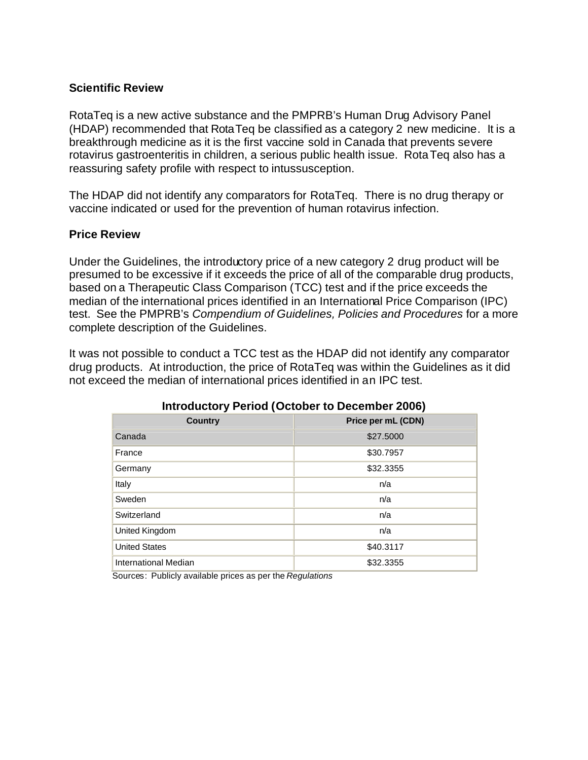### Scientific Review

RotaTeq is a new active substance and the PMPRB's Human Drug Advisory Panel (HDAP) recommended that RotaTeq be classified as a category 2 new medicine. It is a breakthrough medicine as it is the first vaccine sold in Canada that prevents severe rotavirus gastroenteritis in children, a serious public health issue. RotaTeq also has a reassuring safety profile with respect to intussusception.

The HDAP did not identify any comparators for RotaTeq. There is no drug therapy or vaccine indicated or used for the prevention of human rotavirus infection.

### Price Review

Under the Guidelines, the introductory price of a new category 2 drug product will be presumed to be excessive if it exceeds the price of all of the comparable drug products, based on a Therapeutic Class Comparison (TCC) test and if the price exceeds the median of the international prices identified in an International Price Comparison (IPC) test. See the PMPRB's *Compendium of Guidelines, Policies and Procedures* for a more complete description of the Guidelines.

It was not possible to conduct a TCC test as the HDAP did not identify any comparator drug products. At introduction, the price of RotaTeq was within the Guidelines as it did not exceed the median of international prices identified in an IPC test.

**Introductory Period (October to December 2006)**

| Country | Price per mL (CDN) |
|---|---|
| Canada | $27.5000 |
| France | $30.7957 |
| Germany | $32.3355 |
| Italy | n/a |
| Sweden | n/a |
| Switzerland | n/a |
| United Kingdom | n/a |
| United States | $40.3117 |
| International Median | $32.3355 |

Sources: Publicly available prices as per the *Regulations*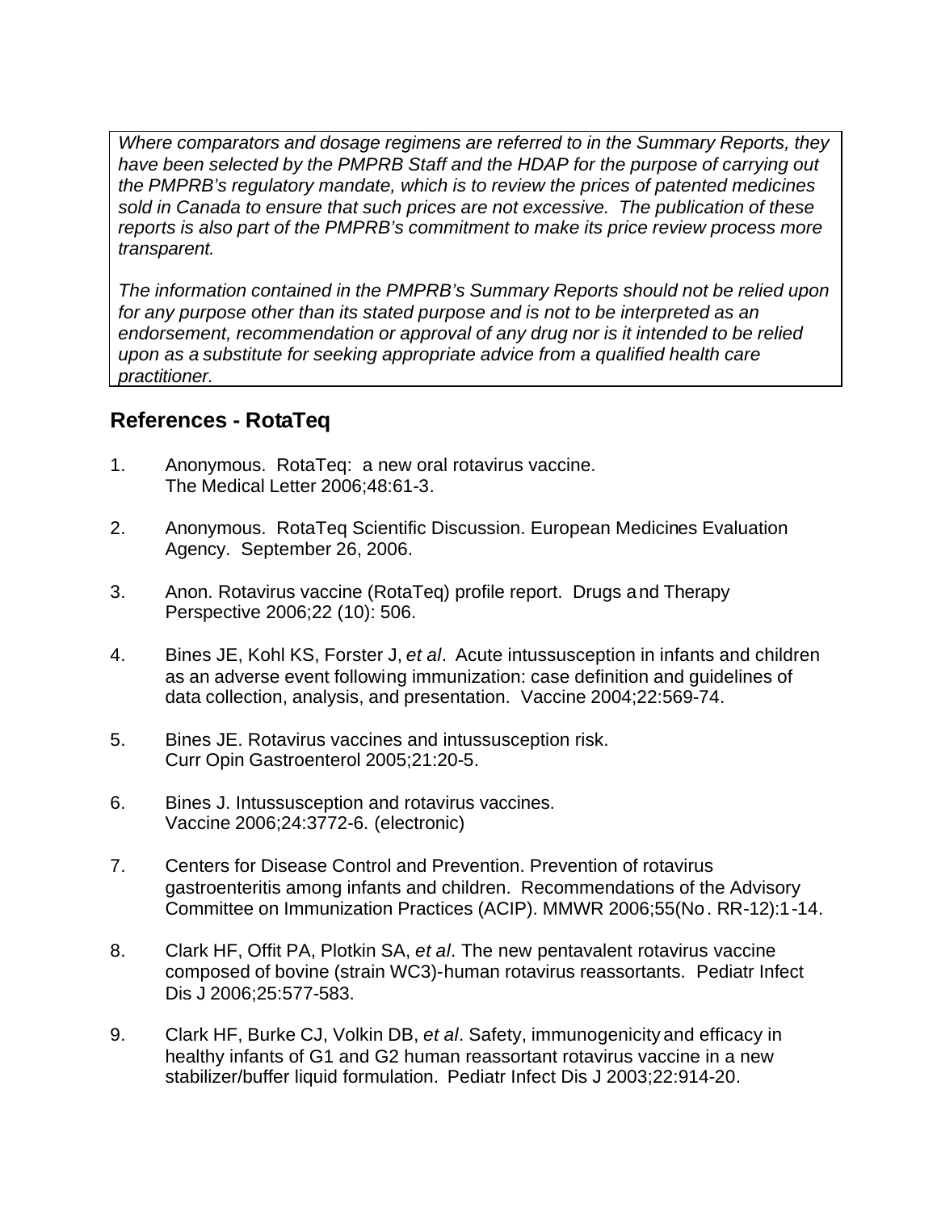*Where comparators and dosage regimens are referred to in the Summary Reports, they have been selected by the PMPRB Staff and the HDAP for the purpose of carrying out the PMPRB's regulatory mandate, which is to review the prices of patented medicines sold in Canada to ensure that such prices are not excessive. The publication of these reports is also part of the PMPRB's commitment to make its price review process more transparent.*

*The information contained in the PMPRB's Summary Reports should not be relied upon for any purpose other than its stated purpose and is not to be interpreted as an endorsement, recommendation or approval of any drug nor is it intended to be relied upon as a substitute for seeking appropriate advice from a qualified health care practitioner.*

## References - RotaTeq

1. Anonymous. RotaTeq: a new oral rotavirus vaccine. The Medical Letter 2006;48:61-3.

2. Anonymous. RotaTeq Scientific Discussion. European Medicines Evaluation Agency. September 26, 2006.

3. Anon. Rotavirus vaccine (RotaTeq) profile report. Drugs and Therapy Perspective 2006;22 (10): 506.

4. Bines JE, Kohl KS, Forster J, *et al*. Acute intussusception in infants and children as an adverse event following immunization: case definition and guidelines of data collection, analysis, and presentation. Vaccine 2004;22:569-74.

5. Bines JE. Rotavirus vaccines and intussusception risk. Curr Opin Gastroenterol 2005;21:20-5.

6. Bines J. Intussusception and rotavirus vaccines. Vaccine 2006;24:3772-6. (electronic)

7. Centers for Disease Control and Prevention. Prevention of rotavirus gastroenteritis among infants and children. Recommendations of the Advisory Committee on Immunization Practices (ACIP). MMWR 2006;55(No. RR-12):1-14.

8. Clark HF, Offit PA, Plotkin SA, *et al*. The new pentavalent rotavirus vaccine composed of bovine (strain WC3)-human rotavirus reassortants. Pediatr Infect Dis J 2006;25:577-583.

9. Clark HF, Burke CJ, Volkin DB, *et al*. Safety, immunogenicity and efficacy in healthy infants of G1 and G2 human reassortant rotavirus vaccine in a new stabilizer/buffer liquid formulation. Pediatr Infect Dis J 2003;22:914-20.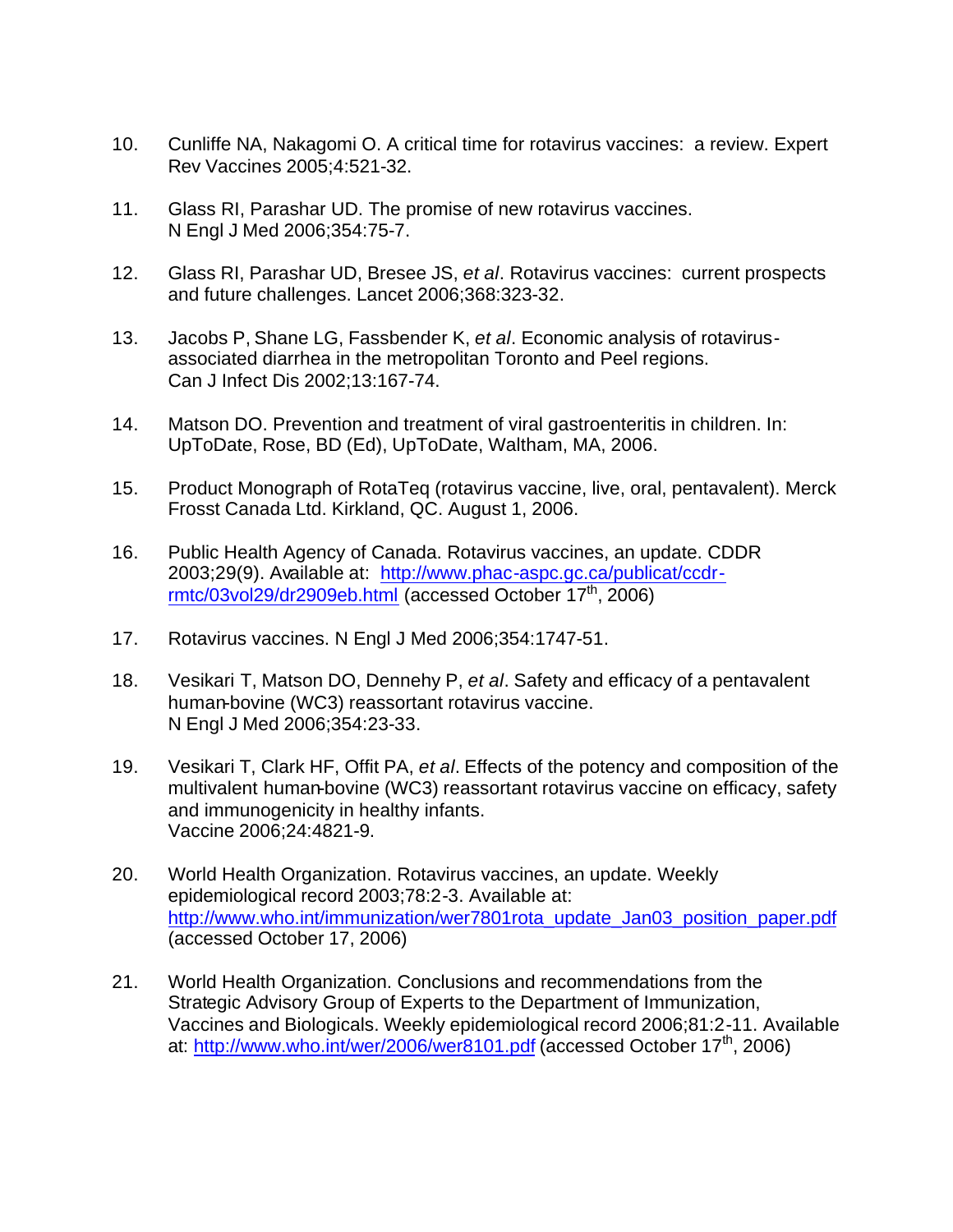10. Cunliffe NA, Nakagomi O. A critical time for rotavirus vaccines: a review. Expert Rev Vaccines 2005;4:521-32.

11. Glass RI, Parashar UD. The promise of new rotavirus vaccines. N Engl J Med 2006;354:75-7.

12. Glass RI, Parashar UD, Bresee JS, *et al*. Rotavirus vaccines: current prospects and future challenges. Lancet 2006;368:323-32.

13. Jacobs P, Shane LG, Fassbender K, *et al*. Economic analysis of rotavirus-associated diarrhea in the metropolitan Toronto and Peel regions. Can J Infect Dis 2002;13:167-74.

14. Matson DO. Prevention and treatment of viral gastroenteritis in children. In: UpToDate, Rose, BD (Ed), UpToDate, Waltham, MA, 2006.

15. Product Monograph of RotaTeq (rotavirus vaccine, live, oral, pentavalent). Merck Frosst Canada Ltd. Kirkland, QC. August 1, 2006.

16. Public Health Agency of Canada. Rotavirus vaccines, an update. CDDR 2003;29(9). Available at: http://www.phac-aspc.gc.ca/publicat/ccdr-rmtc/03vol29/dr2909eb.html (accessed October 17th, 2006)

17. Rotavirus vaccines. N Engl J Med 2006;354:1747-51.

18. Vesikari T, Matson DO, Dennehy P, *et al*. Safety and efficacy of a pentavalent human-bovine (WC3) reassortant rotavirus vaccine. N Engl J Med 2006;354:23-33.

19. Vesikari T, Clark HF, Offit PA, *et al*. Effects of the potency and composition of the multivalent human-bovine (WC3) reassortant rotavirus vaccine on efficacy, safety and immunogenicity in healthy infants. Vaccine 2006;24:4821-9.

20. World Health Organization. Rotavirus vaccines, an update. Weekly epidemiological record 2003;78:2-3. Available at: http://www.who.int/immunization/wer7801rota_update_Jan03_position_paper.pdf (accessed October 17, 2006)

21. World Health Organization. Conclusions and recommendations from the Strategic Advisory Group of Experts to the Department of Immunization, Vaccines and Biologicals. Weekly epidemiological record 2006;81:2-11. Available at: http://www.who.int/wer/2006/wer8101.pdf (accessed October 17th, 2006)